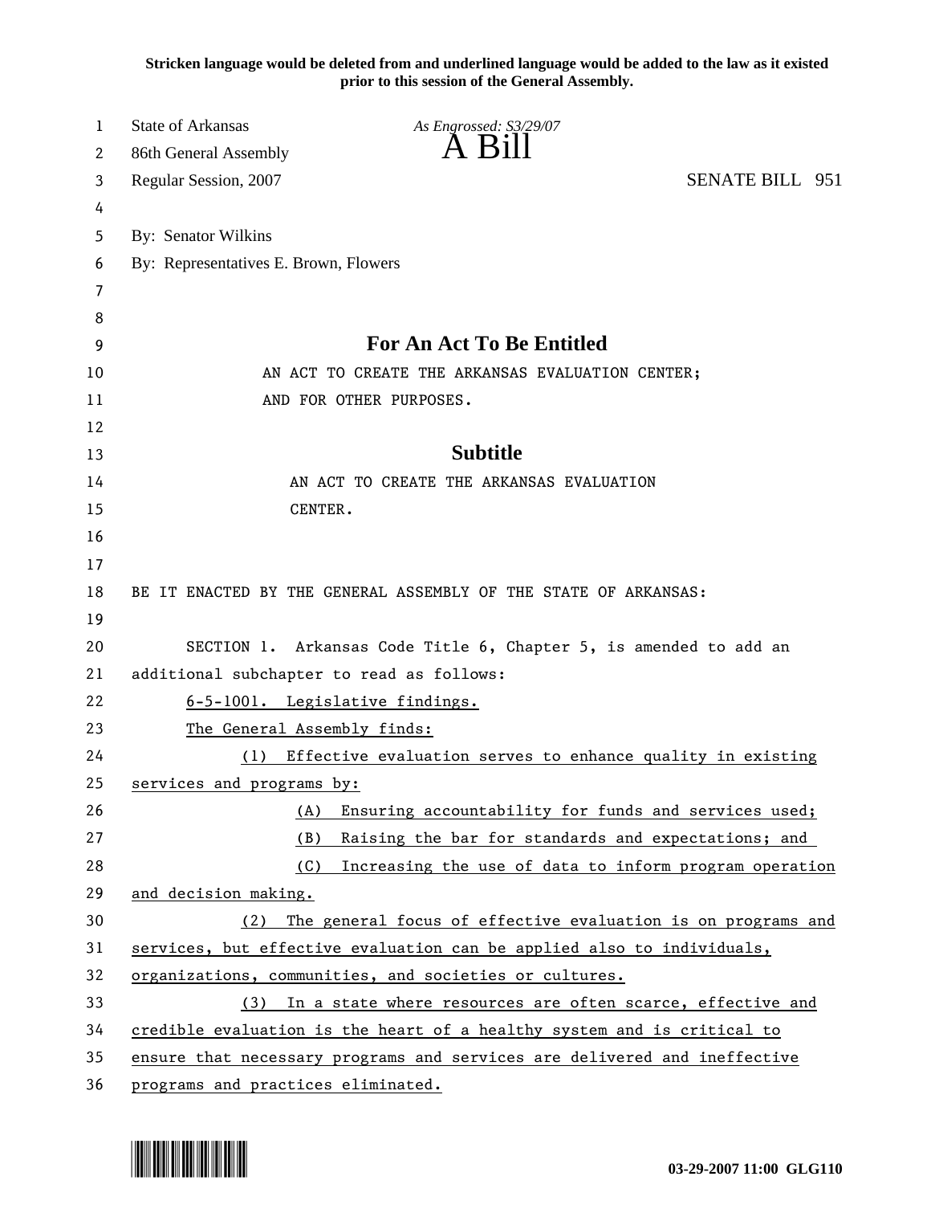Stricken language would be deleted from and underlined language would be added to the law as it existed prior to this session of the General Assembly.

State of Arkansas *As Engrossed: S3/29/07*
86th General Assembly **A Bill**
Regular Session, 2007 SENATE BILL 951

By: Senator Wilkins
By: Representatives E. Brown, Flowers

## For An Act To Be Entitled

AN ACT TO CREATE THE ARKANSAS EVALUATION CENTER; AND FOR OTHER PURPOSES.

### Subtitle

AN ACT TO CREATE THE ARKANSAS EVALUATION CENTER.

BE IT ENACTED BY THE GENERAL ASSEMBLY OF THE STATE OF ARKANSAS:

SECTION 1. Arkansas Code Title 6, Chapter 5, is amended to add an additional subchapter to read as follows:

6-5-1001. Legislative findings.

The General Assembly finds:

(1) Effective evaluation serves to enhance quality in existing services and programs by:

(A) Ensuring accountability for funds and services used;

(B) Raising the bar for standards and expectations; and

(C) Increasing the use of data to inform program operation and decision making.

(2) The general focus of effective evaluation is on programs and services, but effective evaluation can be applied also to individuals, organizations, communities, and societies or cultures.

(3) In a state where resources are often scarce, effective and credible evaluation is the heart of a healthy system and is critical to ensure that necessary programs and services are delivered and ineffective programs and practices eliminated.

03-29-2007 11:00 GLG110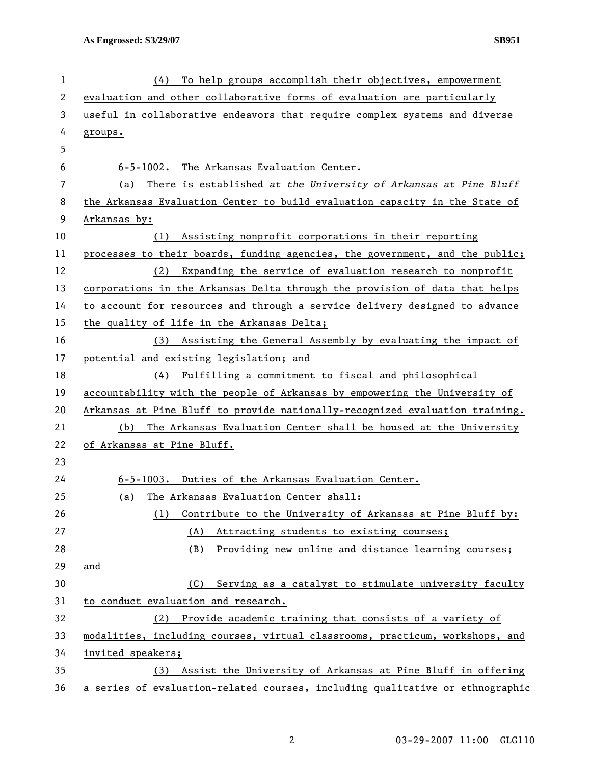(4) To help groups accomplish their objectives, empowerment evaluation and other collaborative forms of evaluation are particularly useful in collaborative endeavors that require complex systems and diverse groups.

6-5-1002. The Arkansas Evaluation Center.

(a) There is established *at the University of Arkansas at Pine Bluff* the Arkansas Evaluation Center to build evaluation capacity in the State of Arkansas by:

(1) Assisting nonprofit corporations in their reporting processes to their boards, funding agencies, the government, and the public;

(2) Expanding the service of evaluation research to nonprofit corporations in the Arkansas Delta through the provision of data that helps to account for resources and through a service delivery designed to advance the quality of life in the Arkansas Delta;

(3) Assisting the General Assembly by evaluating the impact of potential and existing legislation; and

(4) Fulfilling a commitment to fiscal and philosophical accountability with the people of Arkansas by empowering the University of Arkansas at Pine Bluff to provide nationally-recognized evaluation training.

(b) The Arkansas Evaluation Center shall be housed at the University of Arkansas at Pine Bluff.

6-5-1003. Duties of the Arkansas Evaluation Center.

(a) The Arkansas Evaluation Center shall:

(1) Contribute to the University of Arkansas at Pine Bluff by:

(A) Attracting students to existing courses;

(B) Providing new online and distance learning courses; and

(C) Serving as a catalyst to stimulate university faculty to conduct evaluation and research.

(2) Provide academic training that consists of a variety of modalities, including courses, virtual classrooms, practicum, workshops, and invited speakers;

(3) Assist the University of Arkansas at Pine Bluff in offering a series of evaluation-related courses, including qualitative or ethnographic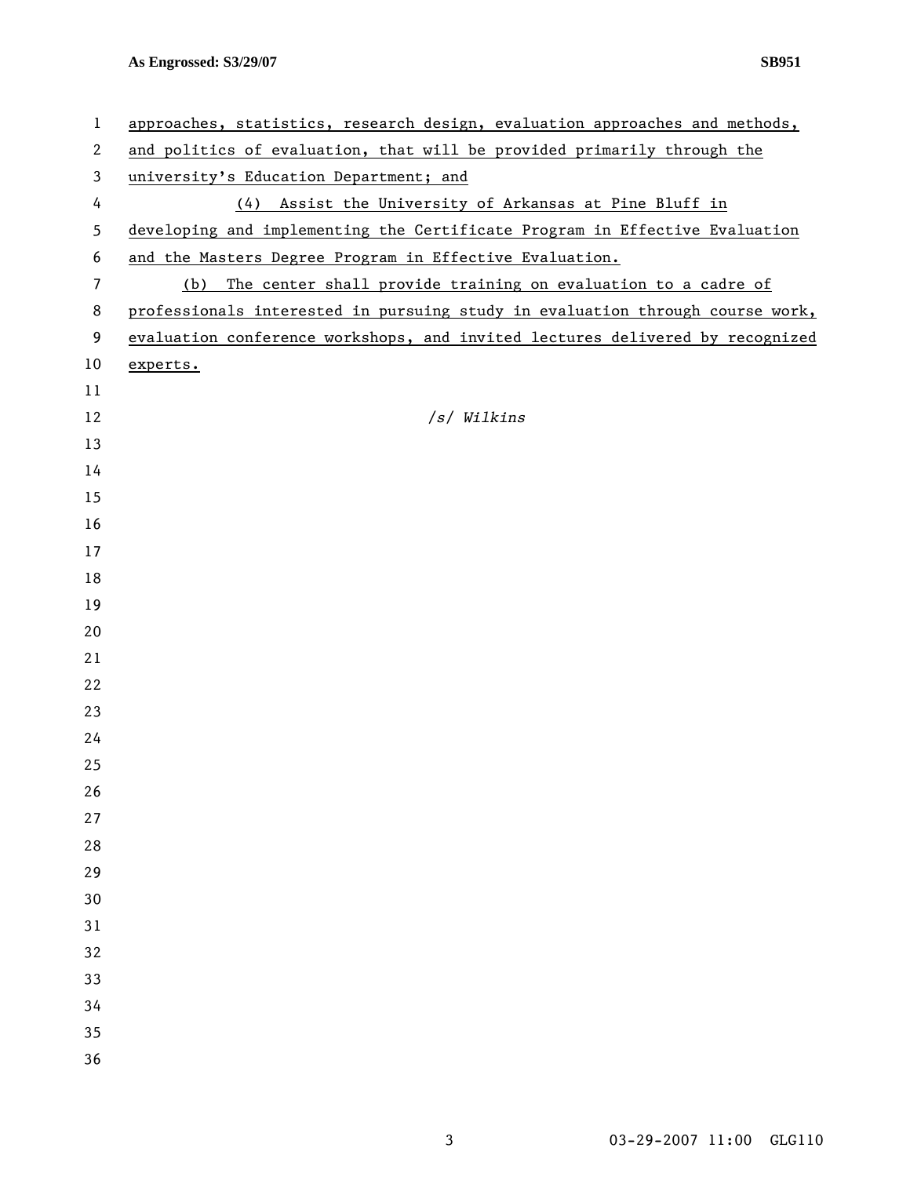approaches, statistics, research design, evaluation approaches and methods, and politics of evaluation, that will be provided primarily through the university's Education Department; and

(4) Assist the University of Arkansas at Pine Bluff in developing and implementing the Certificate Program in Effective Evaluation and the Masters Degree Program in Effective Evaluation.

(b) The center shall provide training on evaluation to a cadre of professionals interested in pursuing study in evaluation through course work, evaluation conference workshops, and invited lectures delivered by recognized experts.

*/s/ Wilkins*